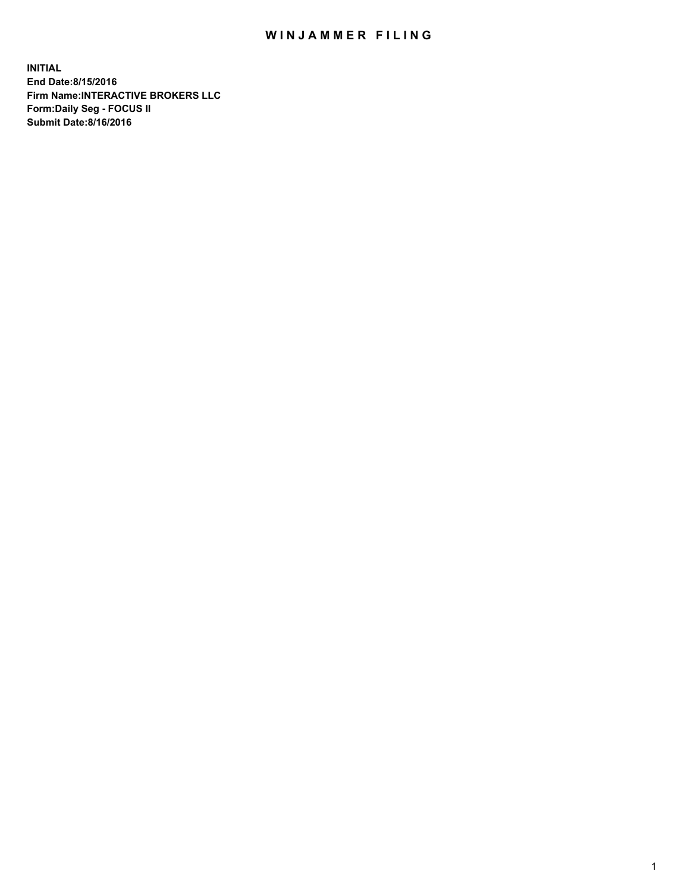# WINJAMMER FILING

**INITIAL**
**End Date:8/15/2016**
**Firm Name:INTERACTIVE BROKERS LLC**
**Form:Daily Seg - FOCUS II**
**Submit Date:8/16/2016**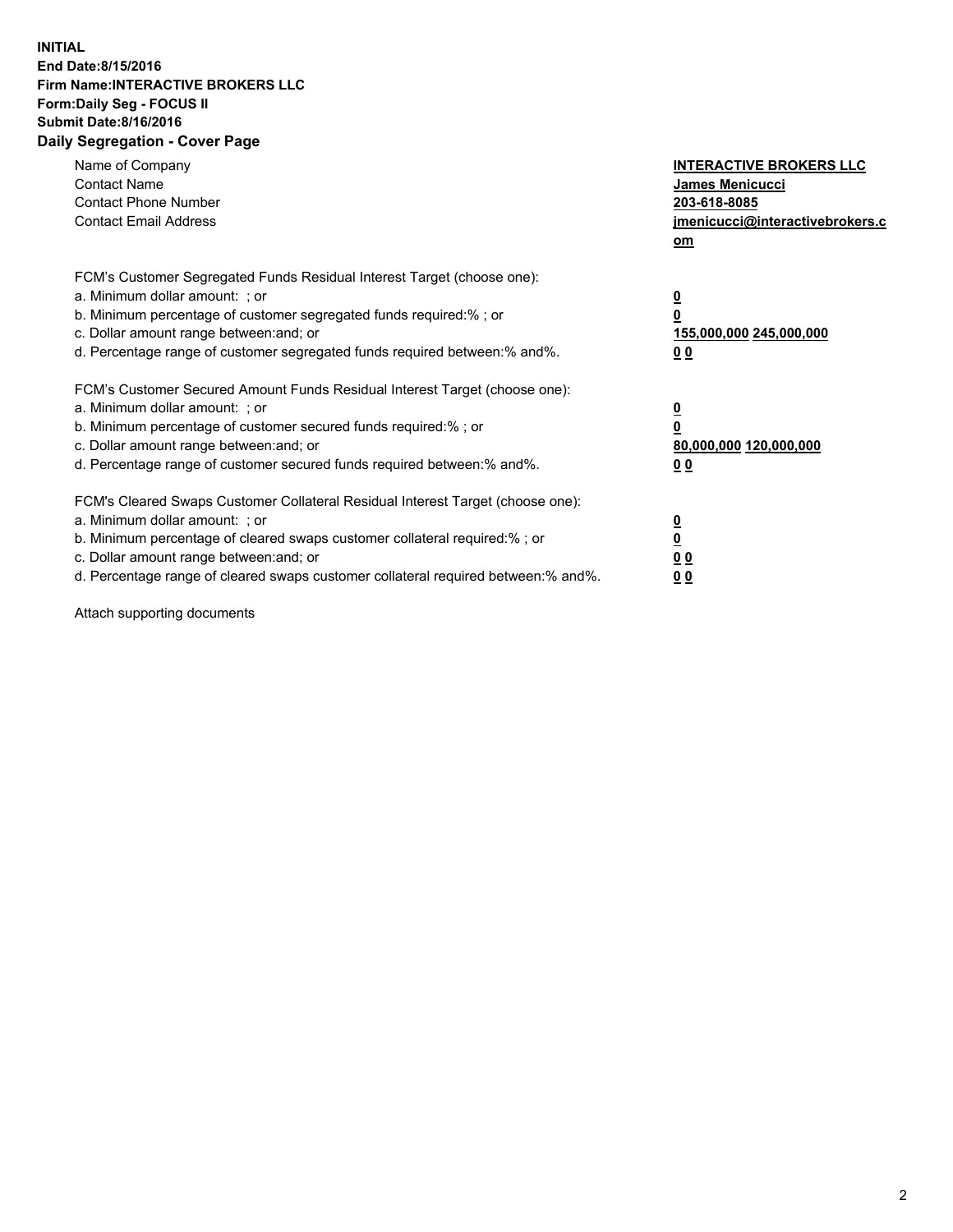**INITIAL**
**End Date:8/15/2016**
**Firm Name:INTERACTIVE BROKERS LLC**
**Form:Daily Seg - FOCUS II**
**Submit Date:8/16/2016**

## Daily Segregation - Cover Page

| | |
|---|---|
| Name of Company | **INTERACTIVE BROKERS LLC** |
| Contact Name | **James Menicucci** |
| Contact Phone Number | **203-618-8085** |
| Contact Email Address | **jmenicucci@interactivebrokers.com** |

FCM's Customer Segregated Funds Residual Interest Target (choose one):

| | |
|---|---|
| a. Minimum dollar amount: ; or | **0** |
| b. Minimum percentage of customer segregated funds required:% ; or | **0** |
| c. Dollar amount range between:and; or | **155,000,000 245,000,000** |
| d. Percentage range of customer segregated funds required between:% and%. | **0 0** |

FCM's Customer Secured Amount Funds Residual Interest Target (choose one):

| | |
|---|---|
| a. Minimum dollar amount: ; or | **0** |
| b. Minimum percentage of customer secured funds required:% ; or | **0** |
| c. Dollar amount range between:and; or | **80,000,000 120,000,000** |
| d. Percentage range of customer secured funds required between:% and%. | **0 0** |

FCM's Cleared Swaps Customer Collateral Residual Interest Target (choose one):

| | |
|---|---|
| a. Minimum dollar amount: ; or | **0** |
| b. Minimum percentage of cleared swaps customer collateral required:% ; or | **0** |
| c. Dollar amount range between:and; or | **0 0** |
| d. Percentage range of cleared swaps customer collateral required between:% and%. | **0 0** |

Attach supporting documents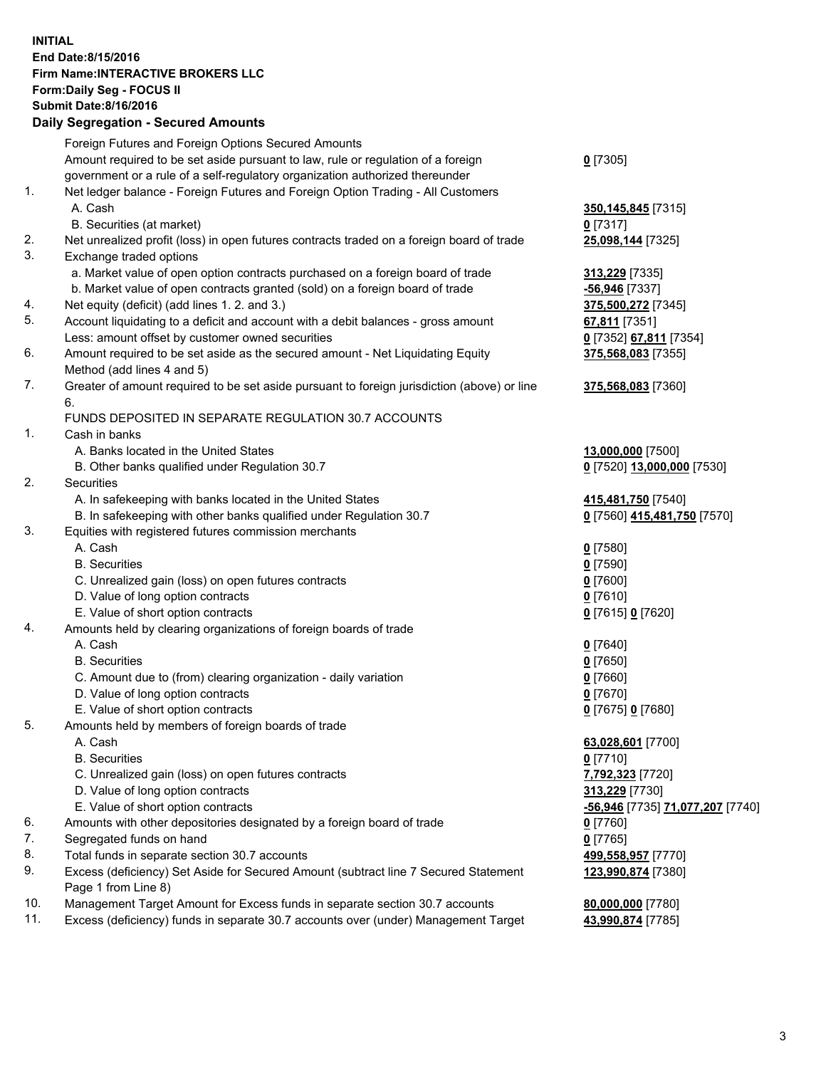**INITIAL**
**End Date:8/15/2016**
**Firm Name:INTERACTIVE BROKERS LLC**
**Form:Daily Seg - FOCUS II**
**Submit Date:8/16/2016**

**Daily Segregation - Secured Amounts**

| | | |
|---|---|---|
| | Foreign Futures and Foreign Options Secured Amounts | |
| | Amount required to be set aside pursuant to law, rule or regulation of a foreign government or a rule of a self-regulatory organization authorized thereunder | **0** [7305] |
| 1. | Net ledger balance - Foreign Futures and Foreign Option Trading - All Customers | |
| | A. Cash | **350,145,845** [7315] |
| | B. Securities (at market) | **0** [7317] |
| 2. | Net unrealized profit (loss) in open futures contracts traded on a foreign board of trade | **25,098,144** [7325] |
| 3. | Exchange traded options | |
| | a. Market value of open option contracts purchased on a foreign board of trade | **313,229** [7335] |
| | b. Market value of open contracts granted (sold) on a foreign board of trade | **-56,946** [7337] |
| 4. | Net equity (deficit) (add lines 1. 2. and 3.) | **375,500,272** [7345] |
| 5. | Account liquidating to a deficit and account with a debit balances - gross amount | **67,811** [7351] |
| | Less: amount offset by customer owned securities | **0** [7352] **67,811** [7354] |
| 6. | Amount required to be set aside as the secured amount - Net Liquidating Equity Method (add lines 4 and 5) | **375,568,083** [7355] |
| 7. | Greater of amount required to be set aside pursuant to foreign jurisdiction (above) or line 6. | **375,568,083** [7360] |
| | FUNDS DEPOSITED IN SEPARATE REGULATION 30.7 ACCOUNTS | |
| 1. | Cash in banks | |
| | A. Banks located in the United States | **13,000,000** [7500] |
| | B. Other banks qualified under Regulation 30.7 | **0** [7520] **13,000,000** [7530] |
| 2. | Securities | |
| | A. In safekeeping with banks located in the United States | **415,481,750** [7540] |
| | B. In safekeeping with other banks qualified under Regulation 30.7 | **0** [7560] **415,481,750** [7570] |
| 3. | Equities with registered futures commission merchants | |
| | A. Cash | **0** [7580] |
| | B. Securities | **0** [7590] |
| | C. Unrealized gain (loss) on open futures contracts | **0** [7600] |
| | D. Value of long option contracts | **0** [7610] |
| | E. Value of short option contracts | **0** [7615] **0** [7620] |
| 4. | Amounts held by clearing organizations of foreign boards of trade | |
| | A. Cash | **0** [7640] |
| | B. Securities | **0** [7650] |
| | C. Amount due to (from) clearing organization - daily variation | **0** [7660] |
| | D. Value of long option contracts | **0** [7670] |
| | E. Value of short option contracts | **0** [7675] **0** [7680] |
| 5. | Amounts held by members of foreign boards of trade | |
| | A. Cash | **63,028,601** [7700] |
| | B. Securities | **0** [7710] |
| | C. Unrealized gain (loss) on open futures contracts | **7,792,323** [7720] |
| | D. Value of long option contracts | **313,229** [7730] |
| | E. Value of short option contracts | **-56,946** [7735] **71,077,207** [7740] |
| 6. | Amounts with other depositories designated by a foreign board of trade | **0** [7760] |
| 7. | Segregated funds on hand | **0** [7765] |
| 8. | Total funds in separate section 30.7 accounts | **499,558,957** [7770] |
| 9. | Excess (deficiency) Set Aside for Secured Amount (subtract line 7 Secured Statement Page 1 from Line 8) | **123,990,874** [7380] |
| 10. | Management Target Amount for Excess funds in separate section 30.7 accounts | **80,000,000** [7780] |
| 11. | Excess (deficiency) funds in separate 30.7 accounts over (under) Management Target | **43,990,874** [7785] |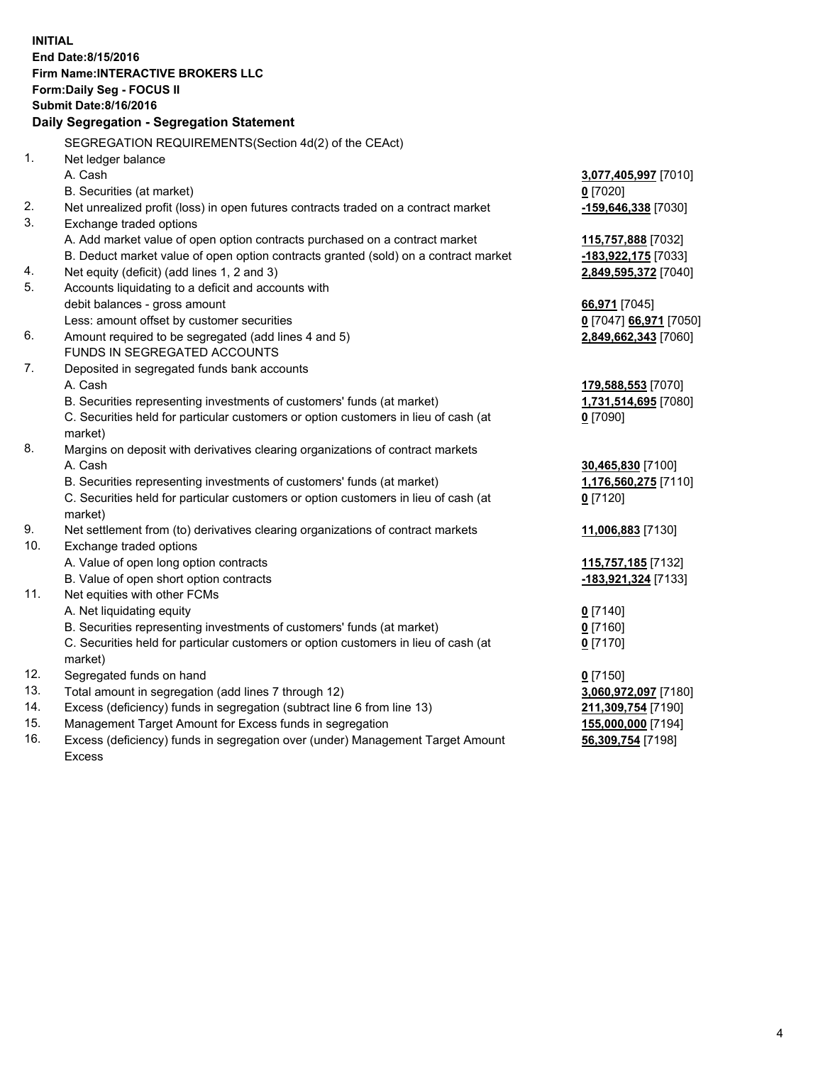**INITIAL**
**End Date:8/15/2016**
**Firm Name:INTERACTIVE BROKERS LLC**
**Form:Daily Seg - FOCUS II**
**Submit Date:8/16/2016**

**Daily Segregation - Segregation Statement**

| | | |
|---|---|---|
| | SEGREGATION REQUIREMENTS(Section 4d(2) of the CEAct) | |
| 1. | Net ledger balance | |
| | A. Cash | **3,077,405,997** [7010] |
| | B. Securities (at market) | **0** [7020] |
| 2. | Net unrealized profit (loss) in open futures contracts traded on a contract market | **-159,646,338** [7030] |
| 3. | Exchange traded options | |
| | A. Add market value of open option contracts purchased on a contract market | **115,757,888** [7032] |
| | B. Deduct market value of open option contracts granted (sold) on a contract market | **-183,922,175** [7033] |
| 4. | Net equity (deficit) (add lines 1, 2 and 3) | **2,849,595,372** [7040] |
| 5. | Accounts liquidating to a deficit and accounts with | |
| | debit balances - gross amount | **66,971** [7045] |
| | Less: amount offset by customer securities | **0** [7047] **66,971** [7050] |
| 6. | Amount required to be segregated (add lines 4 and 5) | **2,849,662,343** [7060] |
| | FUNDS IN SEGREGATED ACCOUNTS | |
| 7. | Deposited in segregated funds bank accounts | |
| | A. Cash | **179,588,553** [7070] |
| | B. Securities representing investments of customers' funds (at market) | **1,731,514,695** [7080] |
| | C. Securities held for particular customers or option customers in lieu of cash (at market) | **0** [7090] |
| 8. | Margins on deposit with derivatives clearing organizations of contract markets | |
| | A. Cash | **30,465,830** [7100] |
| | B. Securities representing investments of customers' funds (at market) | **1,176,560,275** [7110] |
| | C. Securities held for particular customers or option customers in lieu of cash (at market) | **0** [7120] |
| 9. | Net settlement from (to) derivatives clearing organizations of contract markets | **11,006,883** [7130] |
| 10. | Exchange traded options | |
| | A. Value of open long option contracts | **115,757,185** [7132] |
| | B. Value of open short option contracts | **-183,921,324** [7133] |
| 11. | Net equities with other FCMs | |
| | A. Net liquidating equity | **0** [7140] |
| | B. Securities representing investments of customers' funds (at market) | **0** [7160] |
| | C. Securities held for particular customers or option customers in lieu of cash (at market) | **0** [7170] |
| 12. | Segregated funds on hand | **0** [7150] |
| 13. | Total amount in segregation (add lines 7 through 12) | **3,060,972,097** [7180] |
| 14. | Excess (deficiency) funds in segregation (subtract line 6 from line 13) | **211,309,754** [7190] |
| 15. | Management Target Amount for Excess funds in segregation | **155,000,000** [7194] |
| 16. | Excess (deficiency) funds in segregation over (under) Management Target Amount Excess | **56,309,754** [7198] |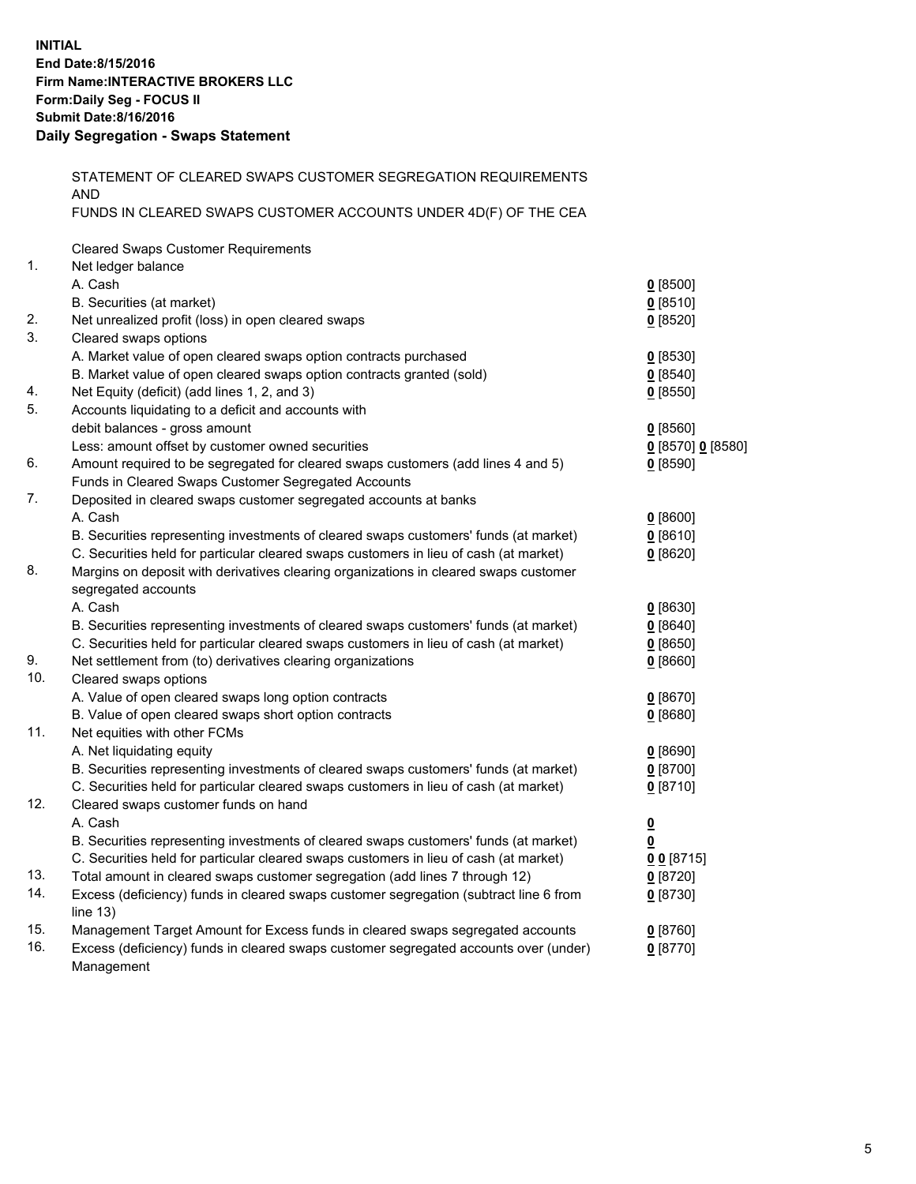**INITIAL**
**End Date:8/15/2016**
**Firm Name:INTERACTIVE BROKERS LLC**
**Form:Daily Seg - FOCUS II**
**Submit Date:8/16/2016**
**Daily Segregation - Swaps Statement**

STATEMENT OF CLEARED SWAPS CUSTOMER SEGREGATION REQUIREMENTS AND FUNDS IN CLEARED SWAPS CUSTOMER ACCOUNTS UNDER 4D(F) OF THE CEA

| | | |
|---|---|---|
| | Cleared Swaps Customer Requirements | |
| 1. | Net ledger balance | |
| | A. Cash | 0 [8500] |
| | B. Securities (at market) | 0 [8510] |
| 2. | Net unrealized profit (loss) in open cleared swaps | 0 [8520] |
| 3. | Cleared swaps options | |
| | A. Market value of open cleared swaps option contracts purchased | 0 [8530] |
| | B. Market value of open cleared swaps option contracts granted (sold) | 0 [8540] |
| 4. | Net Equity (deficit) (add lines 1, 2, and 3) | 0 [8550] |
| 5. | Accounts liquidating to a deficit and accounts with debit balances - gross amount | 0 [8560] |
| | Less: amount offset by customer owned securities | 0 [8570] 0 [8580] |
| 6. | Amount required to be segregated for cleared swaps customers (add lines 4 and 5) | 0 [8590] |
| | Funds in Cleared Swaps Customer Segregated Accounts | |
| 7. | Deposited in cleared swaps customer segregated accounts at banks | |
| | A. Cash | 0 [8600] |
| | B. Securities representing investments of cleared swaps customers' funds (at market) | 0 [8610] |
| | C. Securities held for particular cleared swaps customers in lieu of cash (at market) | 0 [8620] |
| 8. | Margins on deposit with derivatives clearing organizations in cleared swaps customer segregated accounts | |
| | A. Cash | 0 [8630] |
| | B. Securities representing investments of cleared swaps customers' funds (at market) | 0 [8640] |
| | C. Securities held for particular cleared swaps customers in lieu of cash (at market) | 0 [8650] |
| 9. | Net settlement from (to) derivatives clearing organizations | 0 [8660] |
| 10. | Cleared swaps options | |
| | A. Value of open cleared swaps long option contracts | 0 [8670] |
| | B. Value of open cleared swaps short option contracts | 0 [8680] |
| 11. | Net equities with other FCMs | |
| | A. Net liquidating equity | 0 [8690] |
| | B. Securities representing investments of cleared swaps customers' funds (at market) | 0 [8700] |
| | C. Securities held for particular cleared swaps customers in lieu of cash (at market) | 0 [8710] |
| 12. | Cleared swaps customer funds on hand | |
| | A. Cash | 0 |
| | B. Securities representing investments of cleared swaps customers' funds (at market) | 0 |
| | C. Securities held for particular cleared swaps customers in lieu of cash (at market) | 0 0 [8715] |
| 13. | Total amount in cleared swaps customer segregation (add lines 7 through 12) | 0 [8720] |
| 14. | Excess (deficiency) funds in cleared swaps customer segregation (subtract line 6 from line 13) | 0 [8730] |
| 15. | Management Target Amount for Excess funds in cleared swaps segregated accounts | 0 [8760] |
| 16. | Excess (deficiency) funds in cleared swaps customer segregated accounts over (under) Management | 0 [8770] |